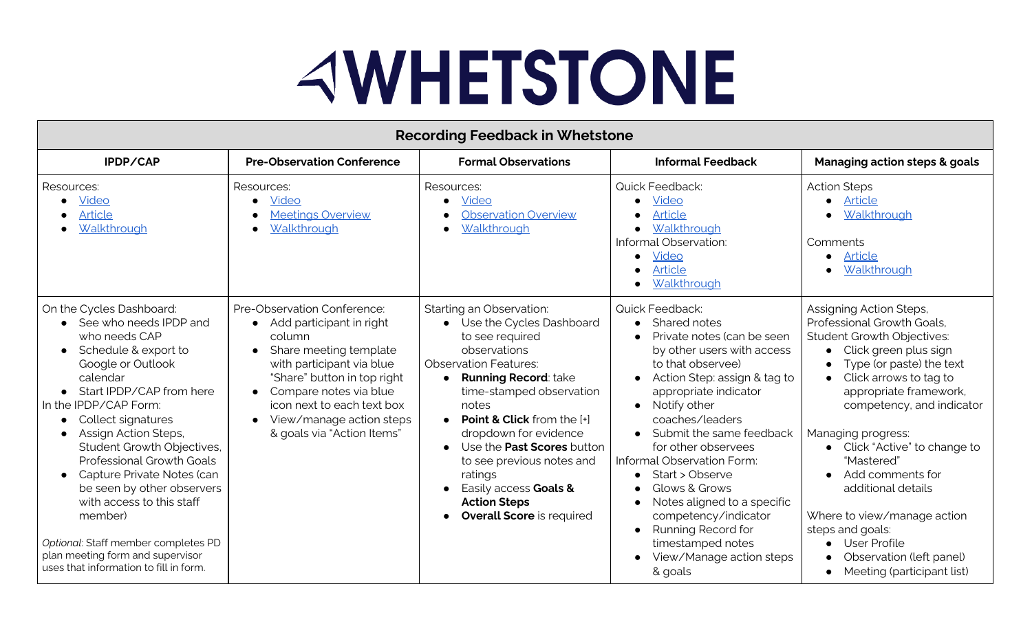# WHETSTONE

## Recording Feedback in Whetstone

| IPDP/CAP | Pre-Observation Conference | Formal Observations | Informal Feedback | Managing action steps & goals |
|---|---|---|---|---|
| Resources:<br>• Video<br>• Article<br>• Walkthrough | Resources:<br>• Video<br>• Meetings Overview<br>• Walkthrough | Resources:<br>• Video<br>• Observation Overview<br>• Walkthrough | Quick Feedback:<br>• Video<br>• Article<br>• Walkthrough<br>Informal Observation:<br>• Video<br>• Article<br>• Walkthrough | Action Steps<br>• Article<br>• Walkthrough<br><br>Comments<br>• Article<br>• Walkthrough |
| On the Cycles Dashboard:<br>• See who needs IPDP and who needs CAP<br>• Schedule & export to Google or Outlook calendar<br>• Start IPDP/CAP from here<br>In the IPDP/CAP Form:<br>• Collect signatures<br>• Assign Action Steps, Student Growth Objectives, Professional Growth Goals<br>• Capture Private Notes (can be seen by other observers with access to this staff member)<br><br>*Optional*: Staff member completes PD plan meeting form and supervisor uses that information to fill in form. | Pre-Observation Conference:<br>• Add participant in right column<br>• Share meeting template with participant via blue "Share" button in top right<br>• Compare notes via blue icon next to each text box<br>• View/manage action steps & goals via "Action Items" | Starting an Observation:<br>• Use the Cycles Dashboard to see required observations<br>Observation Features:<br>• **Running Record**: take time-stamped observation notes<br>• **Point & Click** from the [+] dropdown for evidence<br>• Use the **Past Scores** button to see previous notes and ratings<br>• Easily access **Goals & Action Steps**<br>• **Overall Score** is required | Quick Feedback:<br>• Shared notes<br>• Private notes (can be seen by other users with access to that observee)<br>• Action Step: assign & tag to appropriate indicator<br>• Notify other coaches/leaders<br>• Submit the same feedback for other observees<br>Informal Observation Form:<br>• Start > Observe<br>• Glows & Grows<br>• Notes aligned to a specific competency/indicator<br>• Running Record for timestamped notes<br>• View/Manage action steps & goals | Assigning Action Steps, Professional Growth Goals, Student Growth Objectives:<br>• Click green plus sign<br>• Type (or paste) the text<br>• Click arrows to tag to appropriate framework, competency, and indicator<br><br>Managing progress:<br>• Click "Active" to change to "Mastered"<br>• Add comments for additional details<br><br>Where to view/manage action steps and goals:<br>• User Profile<br>• Observation (left panel)<br>• Meeting (participant list) |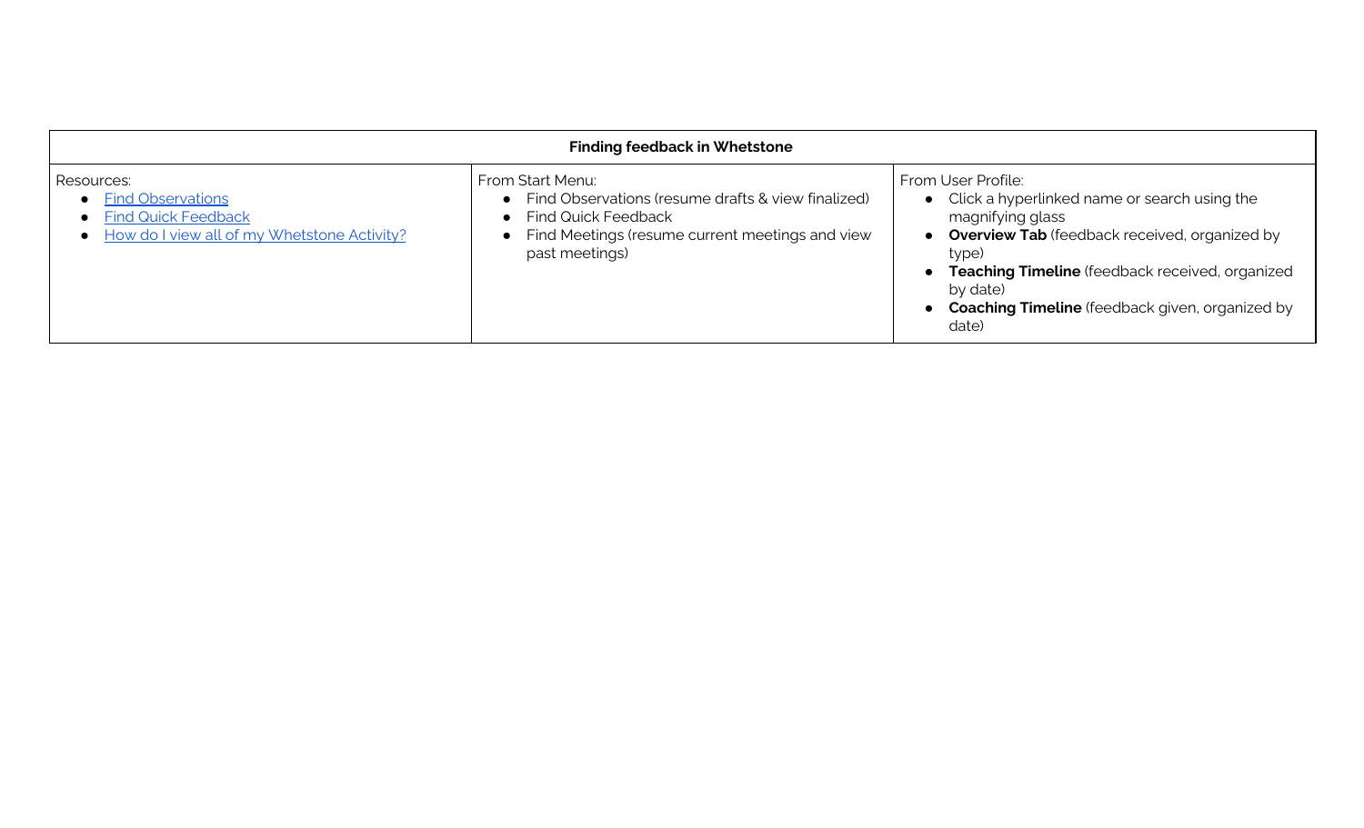| Finding feedback in Whetstone | | |
|---|---|---|
| Resources:<br>• Find Observations<br>• Find Quick Feedback<br>• How do I view all of my Whetstone Activity? | From Start Menu:<br>• Find Observations (resume drafts & view finalized)<br>• Find Quick Feedback<br>• Find Meetings (resume current meetings and view past meetings) | From User Profile:<br>• Click a hyperlinked name or search using the magnifying glass<br>• **Overview Tab** (feedback received, organized by type)<br>• **Teaching Timeline** (feedback received, organized by date)<br>• **Coaching Timeline** (feedback given, organized by date) |